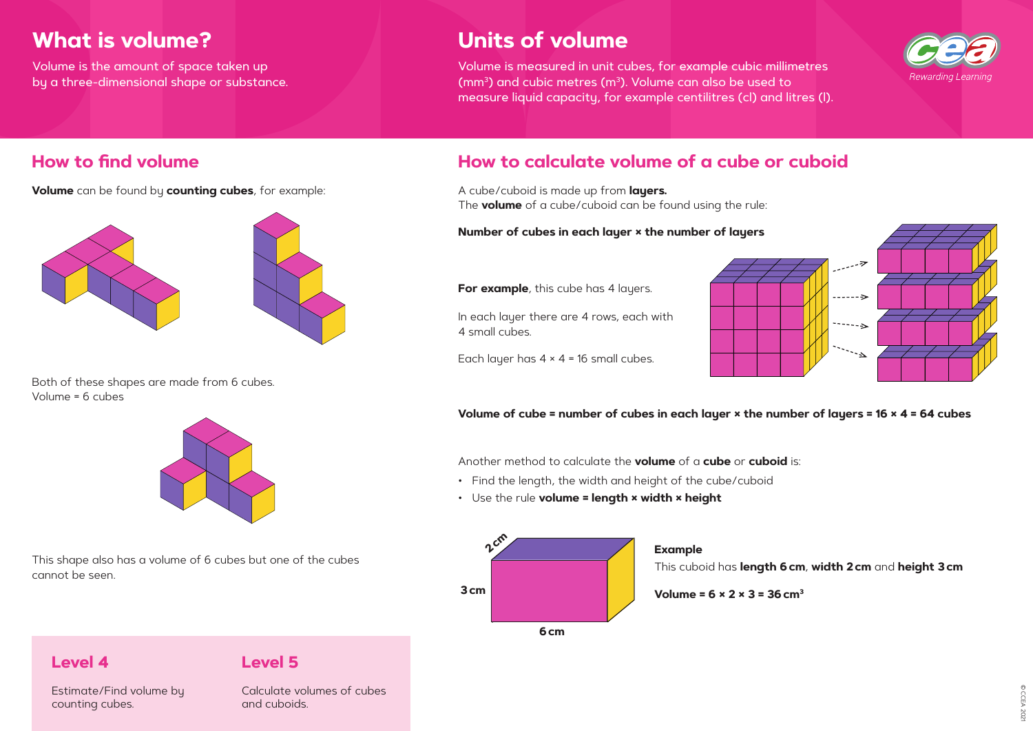# What is volume?

Volume is the amount of space taken up by a three-dimensional shape or substance.

# Units of volume

Volume is measured in unit cubes, for example cubic millimetres ($mm^3$) and cubic metres ($m^3$). Volume can also be used to measure liquid capacity, for example centilitres (cl) and litres (l).

## How to find volume

**Volume** can be found by **counting cubes**, for example:

Both of these shapes are made from 6 cubes.
Volume = 6 cubes

This shape also has a volume of 6 cubes but one of the cubes cannot be seen.

## How to calculate volume of a cube or cuboid

A cube/cuboid is made up from **layers.**
The **volume** of a cube/cuboid can be found using the rule:

**Number of cubes in each layer × the number of layers**

**For example**, this cube has 4 layers.

In each layer there are 4 rows, each with 4 small cubes.

Each layer has 4 × 4 = 16 small cubes.

**Volume of cube = number of cubes in each layer × the number of layers = 16 × 4 = 64 cubes**

Another method to calculate the **volume** of a **cube** or **cuboid** is:

- Find the length, the width and height of the cube/cuboid
- Use the rule **volume = length × width × height**

**Example**

This cuboid has **length 6 cm**, **width 2 cm** and **height 3 cm**

**Volume = 6 × 2 × 3 = 36 $cm^3$**

### Level 4

Estimate/Find volume by counting cubes.

### Level 5

Calculate volumes of cubes and cuboids.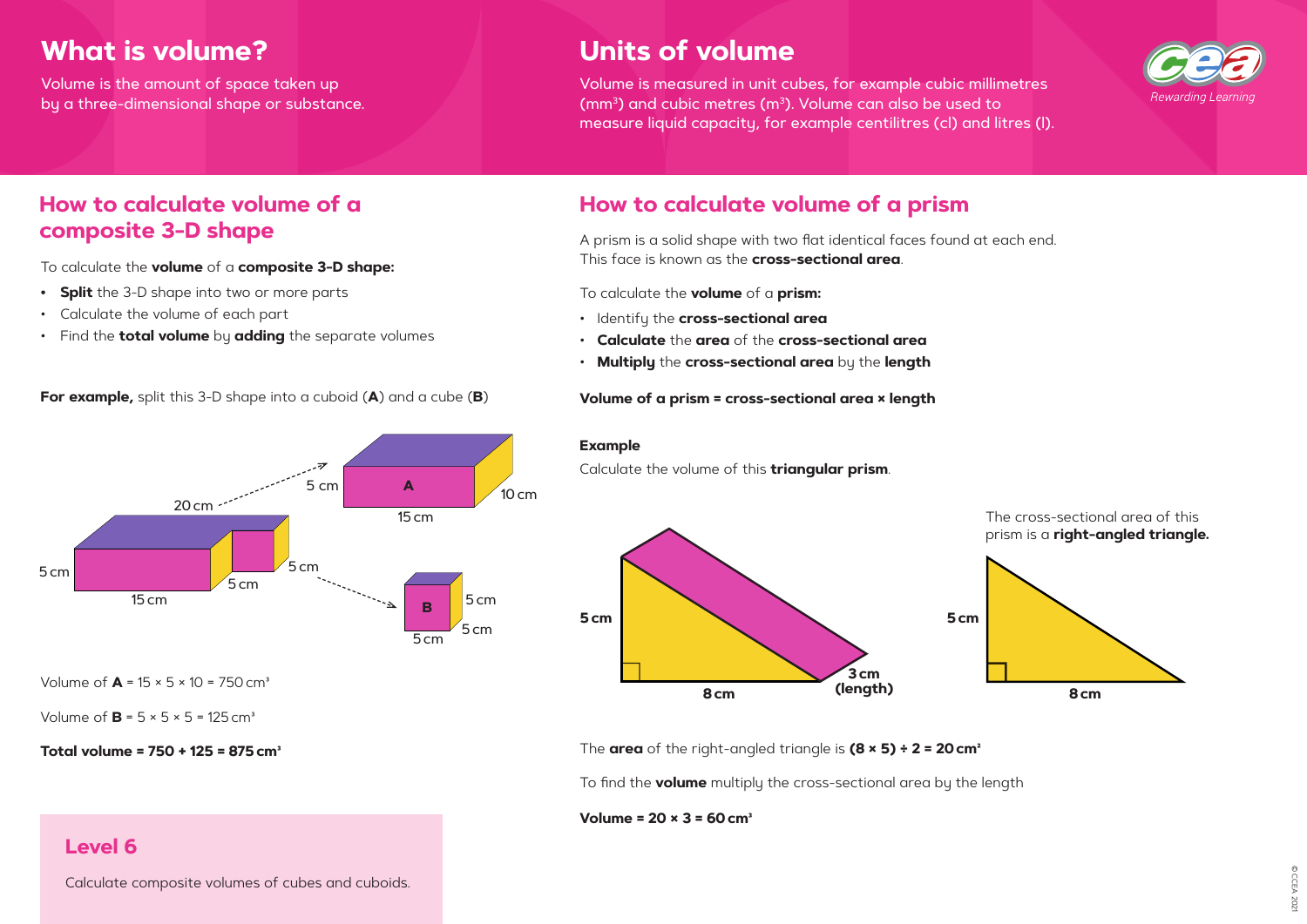## What is volume?

Volume is the amount of space taken up by a three-dimensional shape or substance.

## Units of volume

Volume is measured in unit cubes, for example cubic millimetres ($mm^3$) and cubic metres ($m^3$). Volume can also be used to measure liquid capacity, for example centilitres (cl) and litres (l).

## How to calculate volume of a composite 3-D shape

To calculate the **volume** of a **composite 3-D shape:**

- **Split** the 3-D shape into two or more parts
- Calculate the volume of each part
- Find the **total volume** by **adding** the separate volumes

**For example,** split this 3-D shape into a cuboid (**A**) and a cube (**B**)

20 cm, 5 cm, 15 cm, 5 cm, 5 cm, 5 cm, A, 15 cm, 10 cm, B, 5 cm, 5 cm, 5 cm

Volume of **A** = $15 \times 5 \times 10 = 750\text{ cm}^3$

Volume of **B** = $5 \times 5 \times 5 = 125\text{ cm}^3$

**Total volume = $750 + 125 = 875\text{ cm}^3$**

### Level 6

Calculate composite volumes of cubes and cuboids.

## How to calculate volume of a prism

A prism is a solid shape with two flat identical faces found at each end. This face is known as the **cross-sectional area**.

To calculate the **volume** of a **prism:**

- Identify the **cross-sectional area**
- **Calculate** the **area** of the **cross-sectional area**
- **Multiply** the **cross-sectional area** by the **length**

**Volume of a prism = cross-sectional area × length**

**Example**

Calculate the volume of this **triangular prism**.

**5 cm**, **8 cm**, **3 cm (length)**

The cross-sectional area of this prism is a **right-angled triangle.**

**5 cm**, **8 cm**

The **area** of the right-angled triangle is **$(8 \times 5) \div 2 = 20\text{ cm}^2$**

To find the **volume** multiply the cross-sectional area by the length

**Volume = $20 \times 3 = 60\text{ cm}^3$**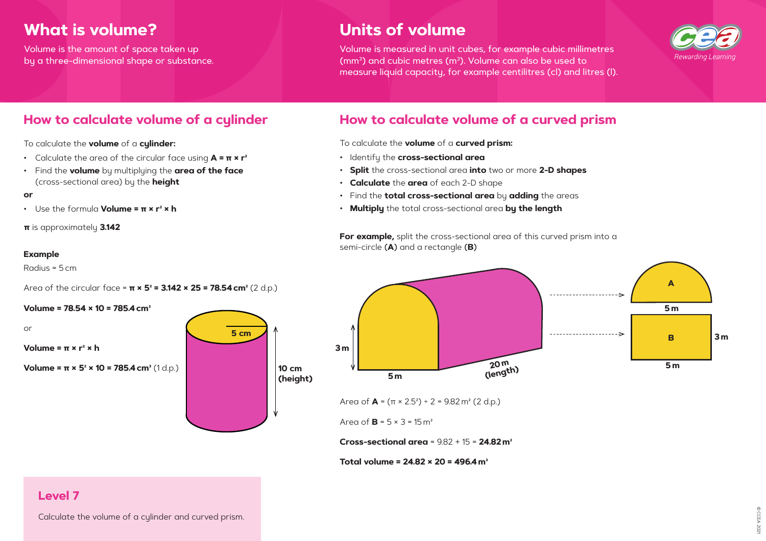# What is volume?

Volume is the amount of space taken up by a three-dimensional shape or substance.

# Units of volume

Volume is measured in unit cubes, for example cubic millimetres ($mm^3$) and cubic metres ($m^3$). Volume can also be used to measure liquid capacity, for example centilitres (cl) and litres (l).

## How to calculate volume of a cylinder

To calculate the **volume** of a **cylinder:**

- Calculate the area of the circular face using $A = \pi \times r^2$
- Find the **volume** by multiplying the **area of the face** (cross-sectional area) by the **height**

**or**

- Use the formula $\textbf{Volume} = \pi \times r^2 \times h$

$\pi$ is approximately **3.142**

**Example**

Radius = 5 cm

Area of the circular face = $\pi \times 5^2 = 3.142 \times 25 = 78.54\ cm^2$ (2 d.p.)

**Volume = 78.54 × 10 = 785.4 cm³**

or

$\textbf{Volume} = \pi \times r^2 \times h$

$\textbf{Volume} = \pi \times 5^2 \times 10 = 785.4\ cm^3$ (1 d.p.)

5 cm

10 cm (height)

## How to calculate volume of a curved prism

To calculate the **volume** of a **curved prism:**

- Identify the **cross-sectional area**
- **Split** the cross-sectional area **into** two or more **2-D shapes**
- **Calculate** the **area** of each 2-D shape
- Find the **total cross-sectional area** by **adding** the areas
- **Multiply** the total cross-sectional area **by the length**

**For example,** split the cross-sectional area of this curved prism into a semi-circle (**A**) and a rectangle (**B**)

3 m

5 m

20 m (length)

A

5 m

B

3 m

5 m

Area of **A** = $(\pi \times 2.5^2) \div 2 = 9.82\ m^2$ (2 d.p.)

Area of **B** = $5 \times 3 = 15\ m^2$

**Cross-sectional area** = 9.82 + 15 = **24.82 m²**

**Total volume = 24.82 × 20 = 496.4 m³**

## Level 7

Calculate the volume of a cylinder and curved prism.